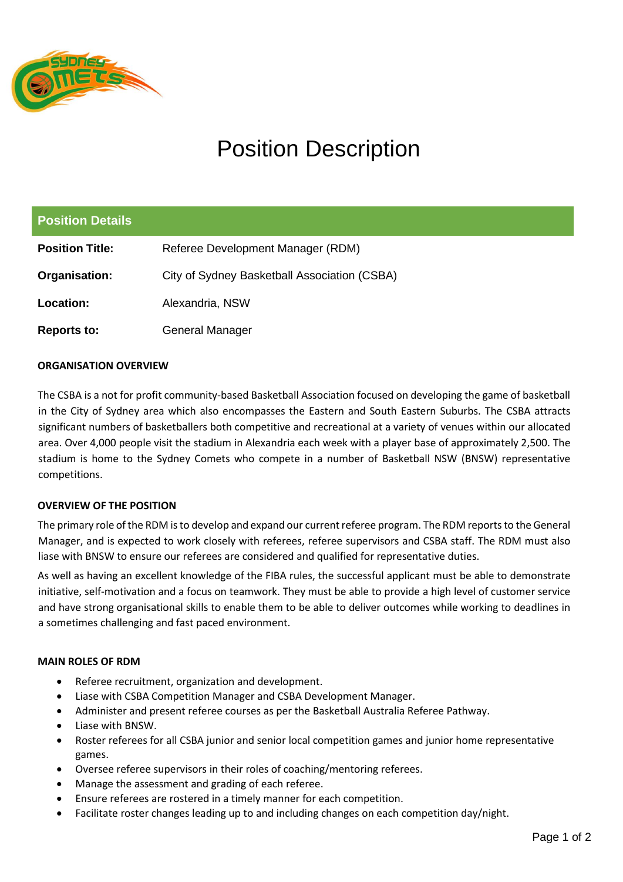# Position Description

| **Position Details** | |
|---|---|
| **Position Title:** | Referee Development Manager (RDM) |
| **Organisation:** | City of Sydney Basketball Association (CSBA) |
| **Location:** | Alexandria, NSW |
| **Reports to:** | General Manager |

### ORGANISATION OVERVIEW

The CSBA is a not for profit community-based Basketball Association focused on developing the game of basketball in the City of Sydney area which also encompasses the Eastern and South Eastern Suburbs. The CSBA attracts significant numbers of basketballers both competitive and recreational at a variety of venues within our allocated area. Over 4,000 people visit the stadium in Alexandria each week with a player base of approximately 2,500. The stadium is home to the Sydney Comets who compete in a number of Basketball NSW (BNSW) representative competitions.

### OVERVIEW OF THE POSITION

The primary role of the RDM is to develop and expand our current referee program. The RDM reports to the General Manager, and is expected to work closely with referees, referee supervisors and CSBA staff. The RDM must also liase with BNSW to ensure our referees are considered and qualified for representative duties.

As well as having an excellent knowledge of the FIBA rules, the successful applicant must be able to demonstrate initiative, self-motivation and a focus on teamwork. They must be able to provide a high level of customer service and have strong organisational skills to enable them to be able to deliver outcomes while working to deadlines in a sometimes challenging and fast paced environment.

### MAIN ROLES OF RDM

- Referee recruitment, organization and development.
- Liase with CSBA Competition Manager and CSBA Development Manager.
- Administer and present referee courses as per the Basketball Australia Referee Pathway.
- Liase with BNSW.
- Roster referees for all CSBA junior and senior local competition games and junior home representative games.
- Oversee referee supervisors in their roles of coaching/mentoring referees.
- Manage the assessment and grading of each referee.
- Ensure referees are rostered in a timely manner for each competition.
- Facilitate roster changes leading up to and including changes on each competition day/night.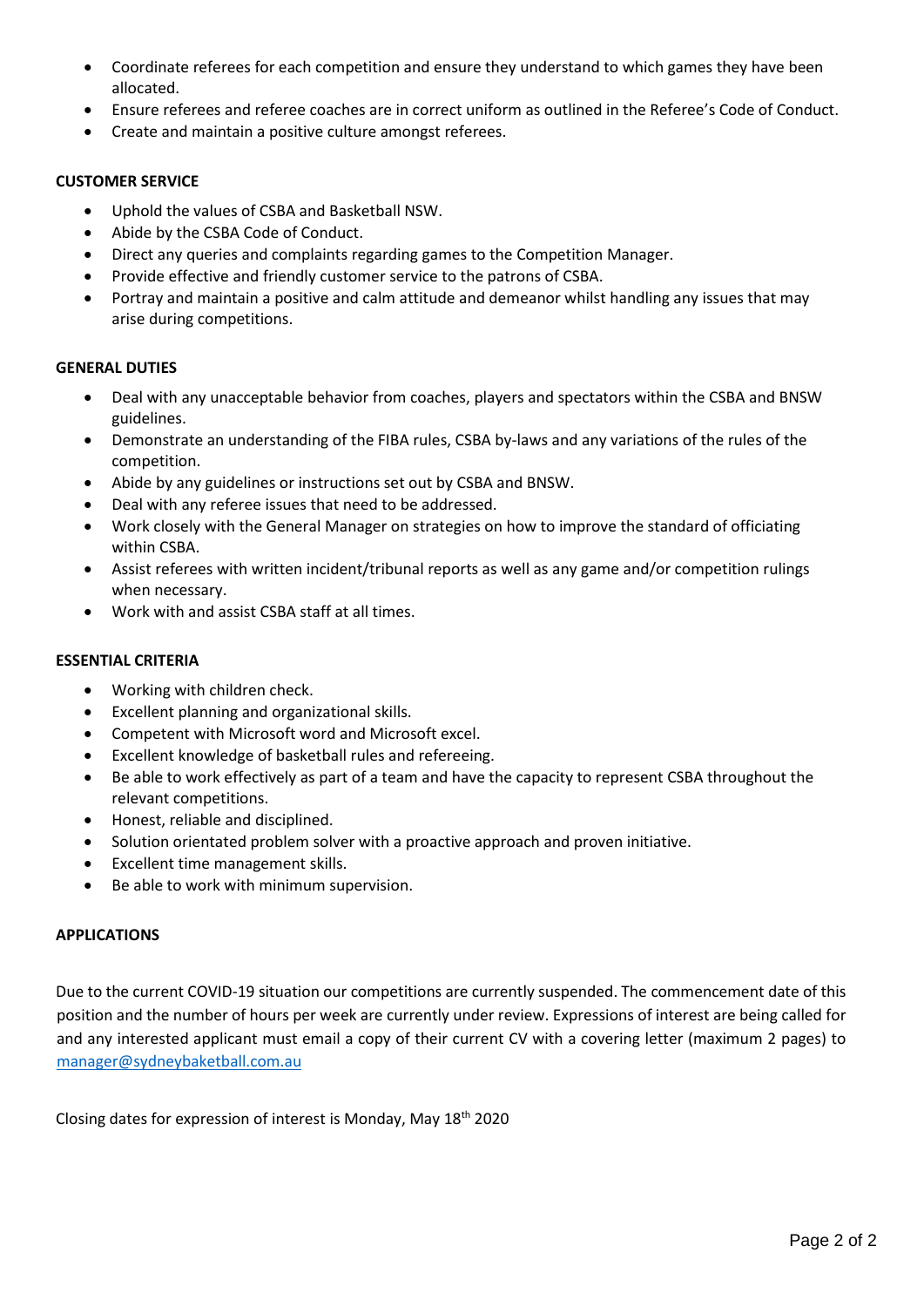- Coordinate referees for each competition and ensure they understand to which games they have been allocated.
- Ensure referees and referee coaches are in correct uniform as outlined in the Referee's Code of Conduct.
- Create and maintain a positive culture amongst referees.

**CUSTOMER SERVICE**

- Uphold the values of CSBA and Basketball NSW.
- Abide by the CSBA Code of Conduct.
- Direct any queries and complaints regarding games to the Competition Manager.
- Provide effective and friendly customer service to the patrons of CSBA.
- Portray and maintain a positive and calm attitude and demeanor whilst handling any issues that may arise during competitions.

**GENERAL DUTIES**

- Deal with any unacceptable behavior from coaches, players and spectators within the CSBA and BNSW guidelines.
- Demonstrate an understanding of the FIBA rules, CSBA by-laws and any variations of the rules of the competition.
- Abide by any guidelines or instructions set out by CSBA and BNSW.
- Deal with any referee issues that need to be addressed.
- Work closely with the General Manager on strategies on how to improve the standard of officiating within CSBA.
- Assist referees with written incident/tribunal reports as well as any game and/or competition rulings when necessary.
- Work with and assist CSBA staff at all times.

**ESSENTIAL CRITERIA**

- Working with children check.
- Excellent planning and organizational skills.
- Competent with Microsoft word and Microsoft excel.
- Excellent knowledge of basketball rules and refereeing.
- Be able to work effectively as part of a team and have the capacity to represent CSBA throughout the relevant competitions.
- Honest, reliable and disciplined.
- Solution orientated problem solver with a proactive approach and proven initiative.
- Excellent time management skills.
- Be able to work with minimum supervision.

**APPLICATIONS**

Due to the current COVID-19 situation our competitions are currently suspended. The commencement date of this position and the number of hours per week are currently under review. Expressions of interest are being called for and any interested applicant must email a copy of their current CV with a covering letter (maximum 2 pages) to manager@sydneybaketball.com.au

Closing dates for expression of interest is Monday, May 18th 2020